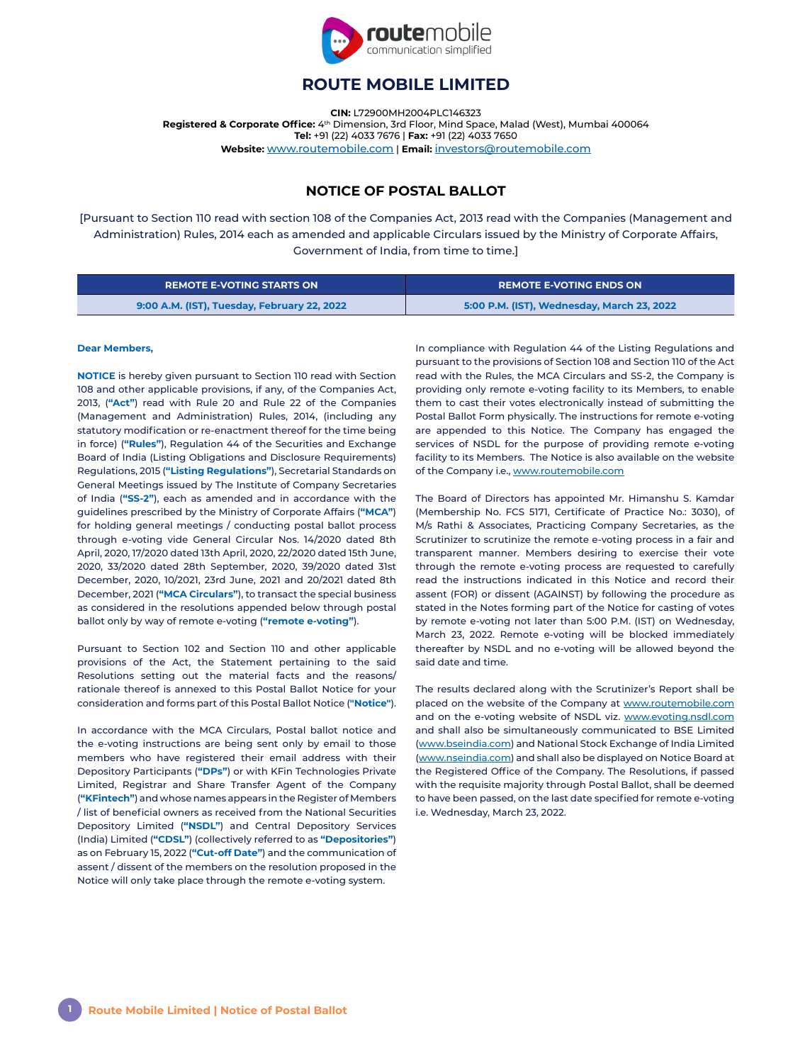# ROUTE MOBILE LIMITED

**CIN:** L72900MH2004PLC146323
**Registered & Corporate Office:** 4th Dimension, 3rd Floor, Mind Space, Malad (West), Mumbai 400064
**Tel:** +91 (22) 4033 7676 | **Fax:** +91 (22) 4033 7650
**Website:** www.routemobile.com | **Email:** investors@routemobile.com

## NOTICE OF POSTAL BALLOT

[Pursuant to Section 110 read with section 108 of the Companies Act, 2013 read with the Companies (Management and Administration) Rules, 2014 each as amended and applicable Circulars issued by the Ministry of Corporate Affairs, Government of India, from time to time.]

| REMOTE E-VOTING STARTS ON | REMOTE E-VOTING ENDS ON |
| --- | --- |
| 9:00 A.M. (IST), Tuesday, February 22, 2022 | 5:00 P.M. (IST), Wednesday, March 23, 2022 |

**Dear Members,**

**NOTICE** is hereby given pursuant to Section 110 read with Section 108 and other applicable provisions, if any, of the Companies Act, 2013, (**"Act"**) read with Rule 20 and Rule 22 of the Companies (Management and Administration) Rules, 2014, (including any statutory modification or re-enactment thereof for the time being in force) (**"Rules"**), Regulation 44 of the Securities and Exchange Board of India (Listing Obligations and Disclosure Requirements) Regulations, 2015 (**"Listing Regulations"**), Secretarial Standards on General Meetings issued by The Institute of Company Secretaries of India (**"SS-2"**), each as amended and in accordance with the guidelines prescribed by the Ministry of Corporate Affairs (**"MCA"**) for holding general meetings / conducting postal ballot process through e-voting vide General Circular Nos. 14/2020 dated 8th April, 2020, 17/2020 dated 13th April, 2020, 22/2020 dated 15th June, 2020, 33/2020 dated 28th September, 2020, 39/2020 dated 31st December, 2020, 10/2021, 23rd June, 2021 and 20/2021 dated 8th December, 2021 (**"MCA Circulars"**), to transact the special business as considered in the resolutions appended below through postal ballot only by way of remote e-voting (**"remote e-voting"**).

Pursuant to Section 102 and Section 110 and other applicable provisions of the Act, the Statement pertaining to the said Resolutions setting out the material facts and the reasons/ rationale thereof is annexed to this Postal Ballot Notice for your consideration and forms part of this Postal Ballot Notice (**"Notice"**).

In accordance with the MCA Circulars, Postal ballot notice and the e-voting instructions are being sent only by email to those members who have registered their email address with their Depository Participants (**"DPs"**) or with KFin Technologies Private Limited, Registrar and Share Transfer Agent of the Company (**"KFintech"**) and whose names appears in the Register of Members / list of beneficial owners as received from the National Securities Depository Limited (**"NSDL"**) and Central Depository Services (India) Limited (**"CDSL"**) (collectively referred to as **"Depositories"**) as on February 15, 2022 (**"Cut-off Date"**) and the communication of assent / dissent of the members on the resolution proposed in the Notice will only take place through the remote e-voting system.

In compliance with Regulation 44 of the Listing Regulations and pursuant to the provisions of Section 108 and Section 110 of the Act read with the Rules, the MCA Circulars and SS-2, the Company is providing only remote e-voting facility to its Members, to enable them to cast their votes electronically instead of submitting the Postal Ballot Form physically. The instructions for remote e-voting are appended to this Notice. The Company has engaged the services of NSDL for the purpose of providing remote e-voting facility to its Members. The Notice is also available on the website of the Company i.e., www.routemobile.com

The Board of Directors has appointed Mr. Himanshu S. Kamdar (Membership No. FCS 5171, Certificate of Practice No.: 3030), of M/s Rathi & Associates, Practicing Company Secretaries, as the Scrutinizer to scrutinize the remote e-voting process in a fair and transparent manner. Members desiring to exercise their vote through the remote e-voting process are requested to carefully read the instructions indicated in this Notice and record their assent (FOR) or dissent (AGAINST) by following the procedure as stated in the Notes forming part of the Notice for casting of votes by remote e-voting not later than 5:00 P.M. (IST) on Wednesday, March 23, 2022. Remote e-voting will be blocked immediately thereafter by NSDL and no e-voting will be allowed beyond the said date and time.

The results declared along with the Scrutinizer's Report shall be placed on the website of the Company at www.routemobile.com and on the e-voting website of NSDL viz. www.evoting.nsdl.com and shall also be simultaneously communicated to BSE Limited (www.bseindia.com) and National Stock Exchange of India Limited (www.nseindia.com) and shall also be displayed on Notice Board at the Registered Office of the Company. The Resolutions, if passed with the requisite majority through Postal Ballot, shall be deemed to have been passed, on the last date specified for remote e-voting i.e. Wednesday, March 23, 2022.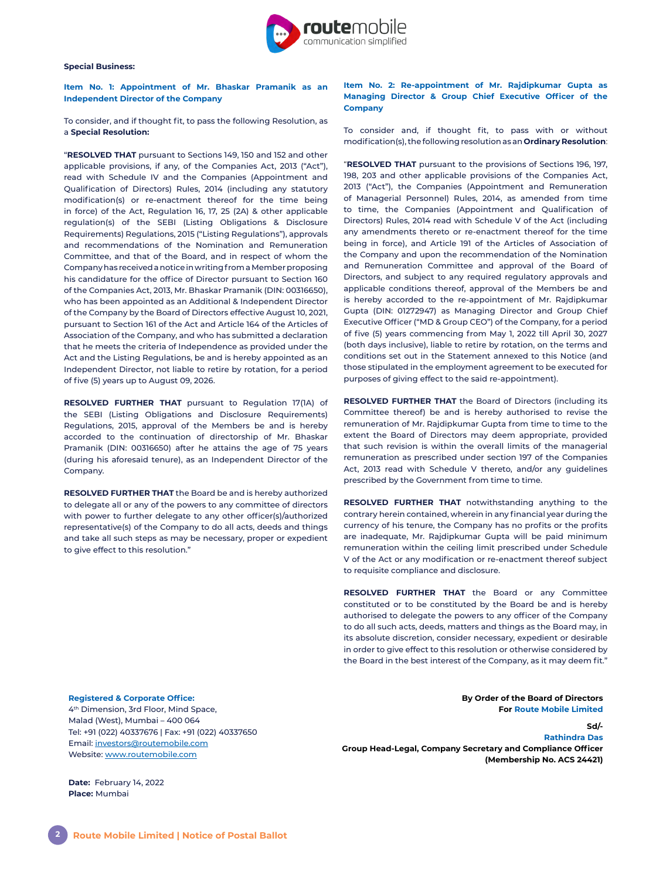**Special Business:**

### Item No. 1: Appointment of Mr. Bhaskar Pramanik as an Independent Director of the Company

To consider, and if thought fit, to pass the following Resolution, as a **Special Resolution:**

"**RESOLVED THAT** pursuant to Sections 149, 150 and 152 and other applicable provisions, if any, of the Companies Act, 2013 ("Act"), read with Schedule IV and the Companies (Appointment and Qualification of Directors) Rules, 2014 (including any statutory modification(s) or re-enactment thereof for the time being in force) of the Act, Regulation 16, 17, 25 (2A) & other applicable regulation(s) of the SEBI (Listing Obligations & Disclosure Requirements) Regulations, 2015 ("Listing Regulations"), approvals and recommendations of the Nomination and Remuneration Committee, and that of the Board, and in respect of whom the Company has received a notice in writing from a Member proposing his candidature for the office of Director pursuant to Section 160 of the Companies Act, 2013, Mr. Bhaskar Pramanik (DIN: 00316650), who has been appointed as an Additional & Independent Director of the Company by the Board of Directors effective August 10, 2021, pursuant to Section 161 of the Act and Article 164 of the Articles of Association of the Company, and who has submitted a declaration that he meets the criteria of Independence as provided under the Act and the Listing Regulations, be and is hereby appointed as an Independent Director, not liable to retire by rotation, for a period of five (5) years up to August 09, 2026.

**RESOLVED FURTHER THAT** pursuant to Regulation 17(1A) of the SEBI (Listing Obligations and Disclosure Requirements) Regulations, 2015, approval of the Members be and is hereby accorded to the continuation of directorship of Mr. Bhaskar Pramanik (DIN: 00316650) after he attains the age of 75 years (during his aforesaid tenure), as an Independent Director of the Company.

**RESOLVED FURTHER THAT** the Board be and is hereby authorized to delegate all or any of the powers to any committee of directors with power to further delegate to any other officer(s)/authorized representative(s) of the Company to do all acts, deeds and things and take all such steps as may be necessary, proper or expedient to give effect to this resolution."

### Item No. 2: Re-appointment of Mr. Rajdipkumar Gupta as Managing Director & Group Chief Executive Officer of the Company

To consider and, if thought fit, to pass with or without modification(s), the following resolution as an **Ordinary Resolution**:

"**RESOLVED THAT** pursuant to the provisions of Sections 196, 197, 198, 203 and other applicable provisions of the Companies Act, 2013 ("Act"), the Companies (Appointment and Remuneration of Managerial Personnel) Rules, 2014, as amended from time to time, the Companies (Appointment and Qualification of Directors) Rules, 2014 read with Schedule V of the Act (including any amendments thereto or re-enactment thereof for the time being in force), and Article 191 of the Articles of Association of the Company and upon the recommendation of the Nomination and Remuneration Committee and approval of the Board of Directors, and subject to any required regulatory approvals and applicable conditions thereof, approval of the Members be and is hereby accorded to the re-appointment of Mr. Rajdipkumar Gupta (DIN: 01272947) as Managing Director and Group Chief Executive Officer ("MD & Group CEO") of the Company, for a period of five (5) years commencing from May 1, 2022 till April 30, 2027 (both days inclusive), liable to retire by rotation, on the terms and conditions set out in the Statement annexed to this Notice (and those stipulated in the employment agreement to be executed for purposes of giving effect to the said re-appointment).

**RESOLVED FURTHER THAT** the Board of Directors (including its Committee thereof) be and is hereby authorised to revise the remuneration of Mr. Rajdipkumar Gupta from time to time to the extent the Board of Directors may deem appropriate, provided that such revision is within the overall limits of the managerial remuneration as prescribed under section 197 of the Companies Act, 2013 read with Schedule V thereto, and/or any guidelines prescribed by the Government from time to time.

**RESOLVED FURTHER THAT** notwithstanding anything to the contrary herein contained, wherein in any financial year during the currency of his tenure, the Company has no profits or the profits are inadequate, Mr. Rajdipkumar Gupta will be paid minimum remuneration within the ceiling limit prescribed under Schedule V of the Act or any modification or re-enactment thereof subject to requisite compliance and disclosure.

**RESOLVED FURTHER THAT** the Board or any Committee constituted or to be constituted by the Board be and is hereby authorised to delegate the powers to any officer of the Company to do all such acts, deeds, matters and things as the Board may, in its absolute discretion, consider necessary, expedient or desirable in order to give effect to this resolution or otherwise considered by the Board in the best interest of the Company, as it may deem fit."

**Registered & Corporate Office:**
4th Dimension, 3rd Floor, Mind Space,
Malad (West), Mumbai – 400 064
Tel: +91 (022) 40337676 | Fax: +91 (022) 40337650
Email: investors@routemobile.com
Website: www.routemobile.com

**Date:** February 14, 2022
**Place:** Mumbai

**By Order of the Board of Directors**
**For Route Mobile Limited**

**Sd/-**
**Rathindra Das**
**Group Head-Legal, Company Secretary and Compliance Officer**
**(Membership No. ACS 24421)**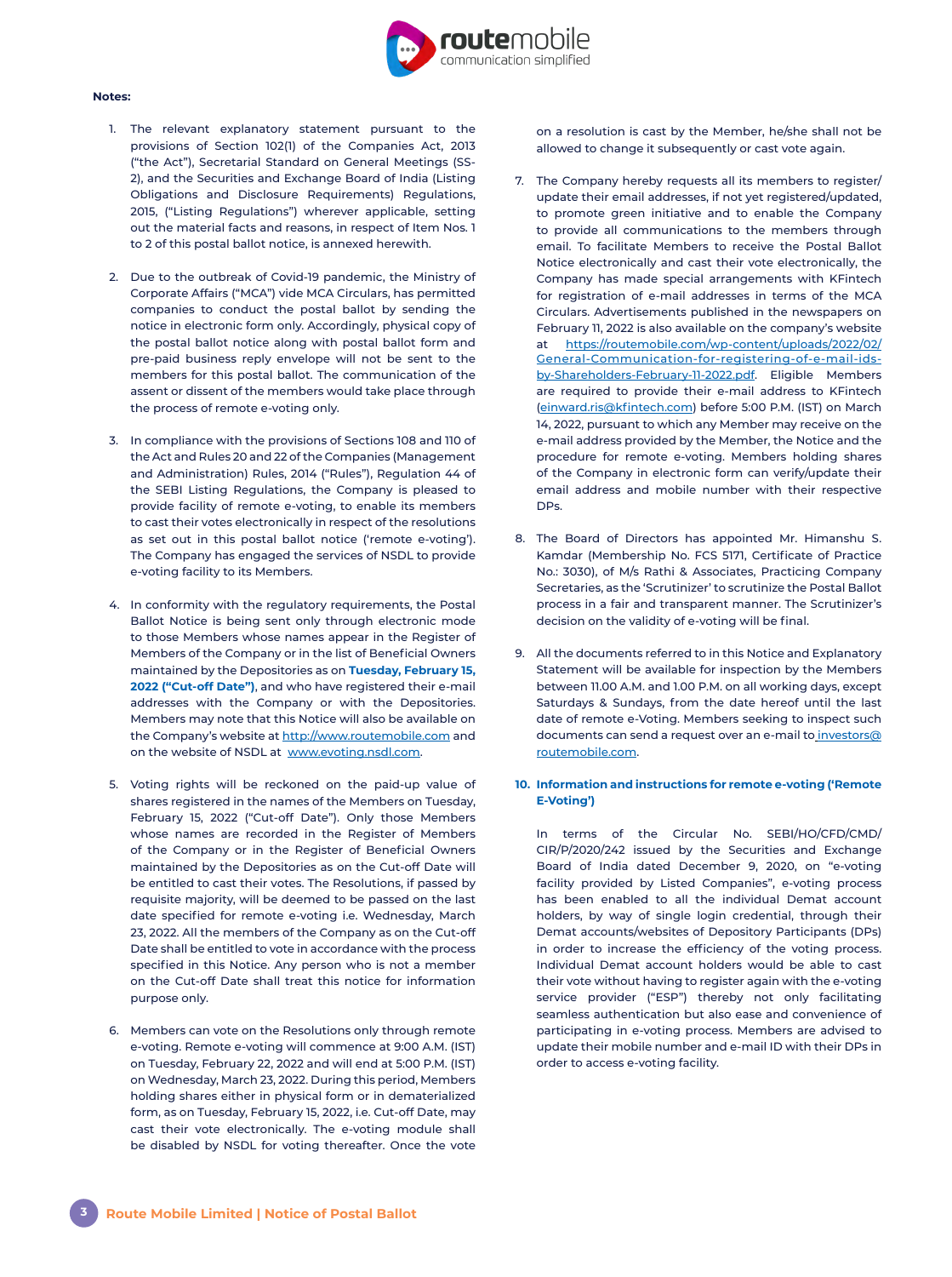**Notes:**

1. The relevant explanatory statement pursuant to the provisions of Section 102(1) of the Companies Act, 2013 ("the Act"), Secretarial Standard on General Meetings (SS-2), and the Securities and Exchange Board of India (Listing Obligations and Disclosure Requirements) Regulations, 2015, ("Listing Regulations") wherever applicable, setting out the material facts and reasons, in respect of Item Nos. 1 to 2 of this postal ballot notice, is annexed herewith.

2. Due to the outbreak of Covid-19 pandemic, the Ministry of Corporate Affairs ("MCA") vide MCA Circulars, has permitted companies to conduct the postal ballot by sending the notice in electronic form only. Accordingly, physical copy of the postal ballot notice along with postal ballot form and pre-paid business reply envelope will not be sent to the members for this postal ballot. The communication of the assent or dissent of the members would take place through the process of remote e-voting only.

3. In compliance with the provisions of Sections 108 and 110 of the Act and Rules 20 and 22 of the Companies (Management and Administration) Rules, 2014 ("Rules"), Regulation 44 of the SEBI Listing Regulations, the Company is pleased to provide facility of remote e-voting, to enable its members to cast their votes electronically in respect of the resolutions as set out in this postal ballot notice ('remote e-voting'). The Company has engaged the services of NSDL to provide e-voting facility to its Members.

4. In conformity with the regulatory requirements, the Postal Ballot Notice is being sent only through electronic mode to those Members whose names appear in the Register of Members of the Company or in the list of Beneficial Owners maintained by the Depositories as on **Tuesday, February 15, 2022 ("Cut-off Date")**, and who have registered their e-mail addresses with the Company or with the Depositories. Members may note that this Notice will also be available on the Company's website at http://www.routemobile.com and on the website of NSDL at www.evoting.nsdl.com.

5. Voting rights will be reckoned on the paid-up value of shares registered in the names of the Members on Tuesday, February 15, 2022 ("Cut-off Date"). Only those Members whose names are recorded in the Register of Members of the Company or in the Register of Beneficial Owners maintained by the Depositories as on the Cut-off Date will be entitled to cast their votes. The Resolutions, if passed by requisite majority, will be deemed to be passed on the last date specified for remote e-voting i.e. Wednesday, March 23, 2022. All the members of the Company as on the Cut-off Date shall be entitled to vote in accordance with the process specified in this Notice. Any person who is not a member on the Cut-off Date shall treat this notice for information purpose only.

6. Members can vote on the Resolutions only through remote e-voting. Remote e-voting will commence at 9:00 A.M. (IST) on Tuesday, February 22, 2022 and will end at 5:00 P.M. (IST) on Wednesday, March 23, 2022. During this period, Members holding shares either in physical form or in dematerialized form, as on Tuesday, February 15, 2022, i.e. Cut-off Date, may cast their vote electronically. The e-voting module shall be disabled by NSDL for voting thereafter. Once the vote on a resolution is cast by the Member, he/she shall not be allowed to change it subsequently or cast vote again.

7. The Company hereby requests all its members to register/update their email addresses, if not yet registered/updated, to promote green initiative and to enable the Company to provide all communications to the members through email. To facilitate Members to receive the Postal Ballot Notice electronically and cast their vote electronically, the Company has made special arrangements with KFintech for registration of e-mail addresses in terms of the MCA Circulars. Advertisements published in the newspapers on February 11, 2022 is also available on the company's website at https://routemobile.com/wp-content/uploads/2022/02/General-Communication-for-registering-of-e-mail-ids-by-Shareholders-February-11-2022.pdf. Eligible Members are required to provide their e-mail address to KFintech (einward.ris@kfintech.com) before 5:00 P.M. (IST) on March 14, 2022, pursuant to which any Member may receive on the e-mail address provided by the Member, the Notice and the procedure for remote e-voting. Members holding shares of the Company in electronic form can verify/update their email address and mobile number with their respective DPs.

8. The Board of Directors has appointed Mr. Himanshu S. Kamdar (Membership No. FCS 5171, Certificate of Practice No.: 3030), of M/s Rathi & Associates, Practicing Company Secretaries, as the 'Scrutinizer' to scrutinize the Postal Ballot process in a fair and transparent manner. The Scrutinizer's decision on the validity of e-voting will be final.

9. All the documents referred to in this Notice and Explanatory Statement will be available for inspection by the Members between 11.00 A.M. and 1.00 P.M. on all working days, except Saturdays & Sundays, from the date hereof until the last date of remote e-Voting. Members seeking to inspect such documents can send a request over an e-mail to investors@routemobile.com.

10. **Information and instructions for remote e-voting ('Remote E-Voting')**

    In terms of the Circular No. SEBI/HO/CFD/CMD/CIR/P/2020/242 issued by the Securities and Exchange Board of India dated December 9, 2020, on "e-voting facility provided by Listed Companies", e-voting process has been enabled to all the individual Demat account holders, by way of single login credential, through their Demat accounts/websites of Depository Participants (DPs) in order to increase the efficiency of the voting process. Individual Demat account holders would be able to cast their vote without having to register again with the e-voting service provider ("ESP") thereby not only facilitating seamless authentication but also ease and convenience of participating in e-voting process. Members are advised to update their mobile number and e-mail ID with their DPs in order to access e-voting facility.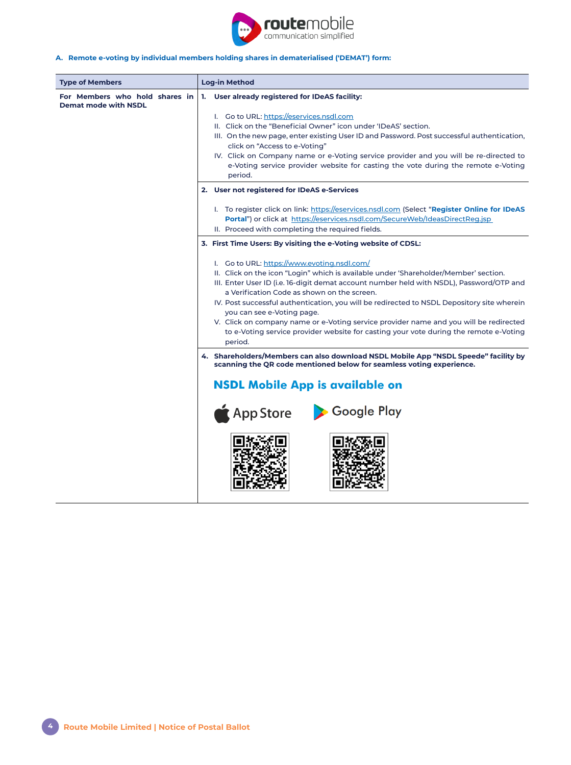### A. Remote e-voting by individual members holding shares in dematerialised ('DEMAT') form:

| Type of Members | Log-in Method |
|---|---|
| **For Members who hold shares in Demat mode with NSDL** | **1. User already registered for IDeAS facility:**<br><br>I. Go to URL: https://eservices.nsdl.com<br>II. Click on the "Beneficial Owner" icon under 'IDeAS' section.<br>III. On the new page, enter existing User ID and Password. Post successful authentication, click on "Access to e-Voting"<br>IV. Click on Company name or e-Voting service provider and you will be re-directed to e-Voting service provider website for casting the vote during the remote e-Voting period. |
| | **2. User not registered for IDeAS e-Services**<br><br>I. To register click on link: https://eservices.nsdl.com (Select "**Register Online for IDeAS Portal**") or click at https://eservices.nsdl.com/SecureWeb/IdeasDirectReg.jsp<br>II. Proceed with completing the required fields. |
| | **3. First Time Users: By visiting the e-Voting website of CDSL:**<br><br>I. Go to URL: https://www.evoting.nsdl.com/<br>II. Click on the icon "Login" which is available under 'Shareholder/Member' section.<br>III. Enter User ID (i.e. 16-digit demat account number held with NSDL), Password/OTP and a Verification Code as shown on the screen.<br>IV. Post successful authentication, you will be redirected to NSDL Depository site wherein you can see e-Voting page.<br>V. Click on company name or e-Voting service provider name and you will be redirected to e-Voting service provider website for casting your vote during the remote e-Voting period. |
| | **4. Shareholders/Members can also download NSDL Mobile App "NSDL Speede" facility by scanning the QR code mentioned below for seamless voting experience.**<br><br>**NSDL Mobile App is available on**<br><br>App Store Google Play |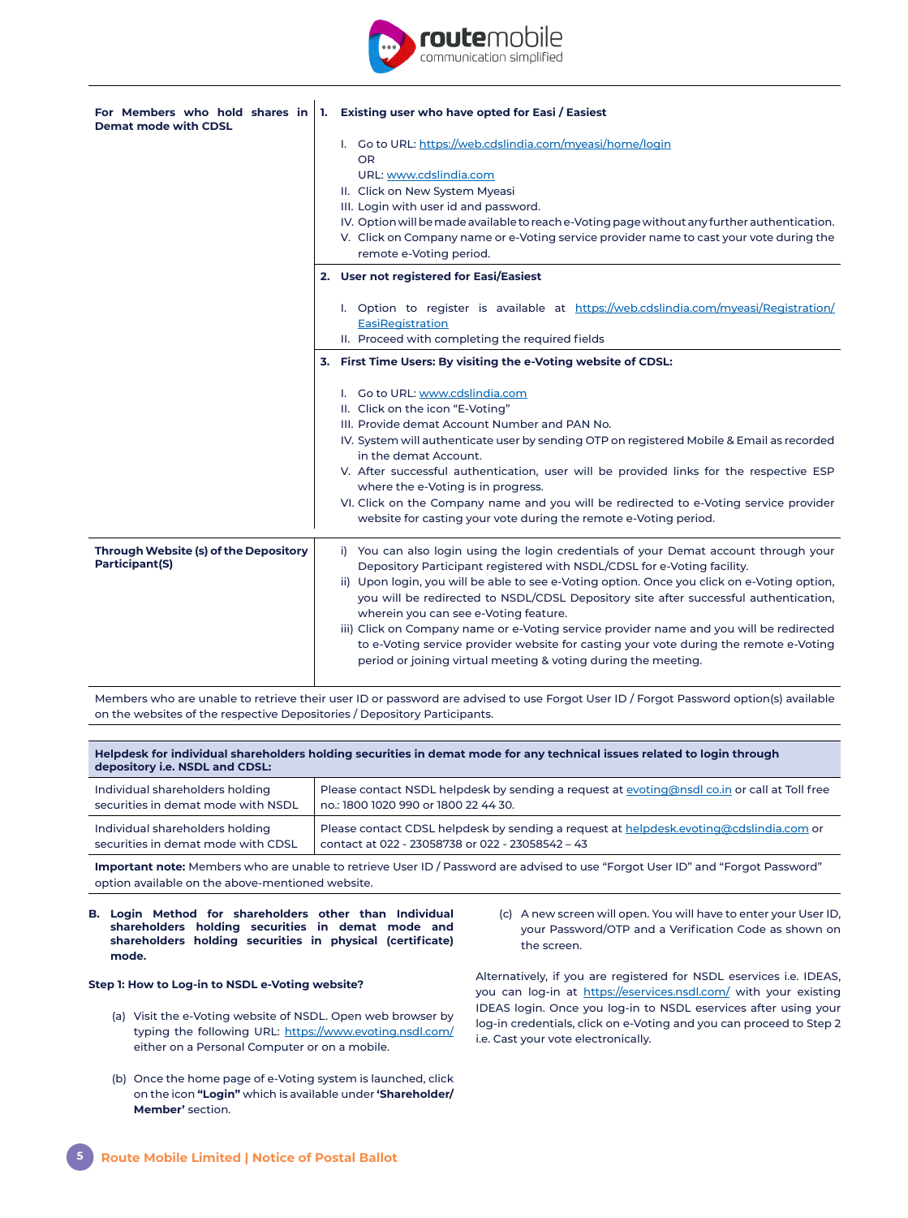| For Members who hold shares in Demat mode with CDSL | **1. Existing user who have opted for Easi / Easiest**<br><br>I. Go to URL: https://web.cdslindia.com/myeasi/home/login<br>OR<br>URL: www.cdslindia.com<br>II. Click on New System Myeasi<br>III. Login with user id and password.<br>IV. Option will be made available to reach e-Voting page without any further authentication.<br>V. Click on Company name or e-Voting service provider name to cast your vote during the remote e-Voting period. |
|---|---|
| | **2. User not registered for Easi/Easiest**<br><br>I. Option to register is available at https://web.cdslindia.com/myeasi/Registration/EasiRegistration<br>II. Proceed with completing the required fields |
| | **3. First Time Users: By visiting the e-Voting website of CDSL:**<br><br>I. Go to URL: www.cdslindia.com<br>II. Click on the icon "E-Voting"<br>III. Provide demat Account Number and PAN No.<br>IV. System will authenticate user by sending OTP on registered Mobile & Email as recorded in the demat Account.<br>V. After successful authentication, user will be provided links for the respective ESP where the e-Voting is in progress.<br>VI. Click on the Company name and you will be redirected to e-Voting service provider website for casting your vote during the remote e-Voting period. |
| **Through Website (s) of the Depository Participant(S)** | i) You can also login using the login credentials of your Demat account through your Depository Participant registered with NSDL/CDSL for e-Voting facility.<br>ii) Upon login, you will be able to see e-Voting option. Once you click on e-Voting option, you will be redirected to NSDL/CDSL Depository site after successful authentication, wherein you can see e-Voting feature.<br>iii) Click on Company name or e-Voting service provider name and you will be redirected to e-Voting service provider website for casting your vote during the remote e-Voting period or joining virtual meeting & voting during the meeting. |

Members who are unable to retrieve their user ID or password are advised to use Forgot User ID / Forgot Password option(s) available on the websites of the respective Depositories / Depository Participants.

| **Helpdesk for individual shareholders holding securities in demat mode for any technical issues related to login through depository i.e. NSDL and CDSL:** | |
|---|---|
| Individual shareholders holding securities in demat mode with NSDL | Please contact NSDL helpdesk by sending a request at evoting@nsdl co.in or call at Toll free no.: 1800 1020 990 or 1800 22 44 30. |
| Individual shareholders holding securities in demat mode with CDSL | Please contact CDSL helpdesk by sending a request at helpdesk.evoting@cdslindia.com or contact at 022 - 23058738 or 022 - 23058542 – 43 |

**Important note:** Members who are unable to retrieve User ID / Password are advised to use "Forgot User ID" and "Forgot Password" option available on the above-mentioned website.

**B. Login Method for shareholders other than Individual shareholders holding securities in demat mode and shareholders holding securities in physical (certificate) mode.**

**Step 1: How to Log-in to NSDL e-Voting website?**

(a) Visit the e-Voting website of NSDL. Open web browser by typing the following URL: https://www.evoting.nsdl.com/ either on a Personal Computer or on a mobile.

(b) Once the home page of e-Voting system is launched, click on the icon **"Login"** which is available under **'Shareholder/ Member'** section.

(c) A new screen will open. You will have to enter your User ID, your Password/OTP and a Verification Code as shown on the screen.

Alternatively, if you are registered for NSDL eservices i.e. IDEAS, you can log-in at https://eservices.nsdl.com/ with your existing IDEAS login. Once you log-in to NSDL eservices after using your log-in credentials, click on e-Voting and you can proceed to Step 2 i.e. Cast your vote electronically.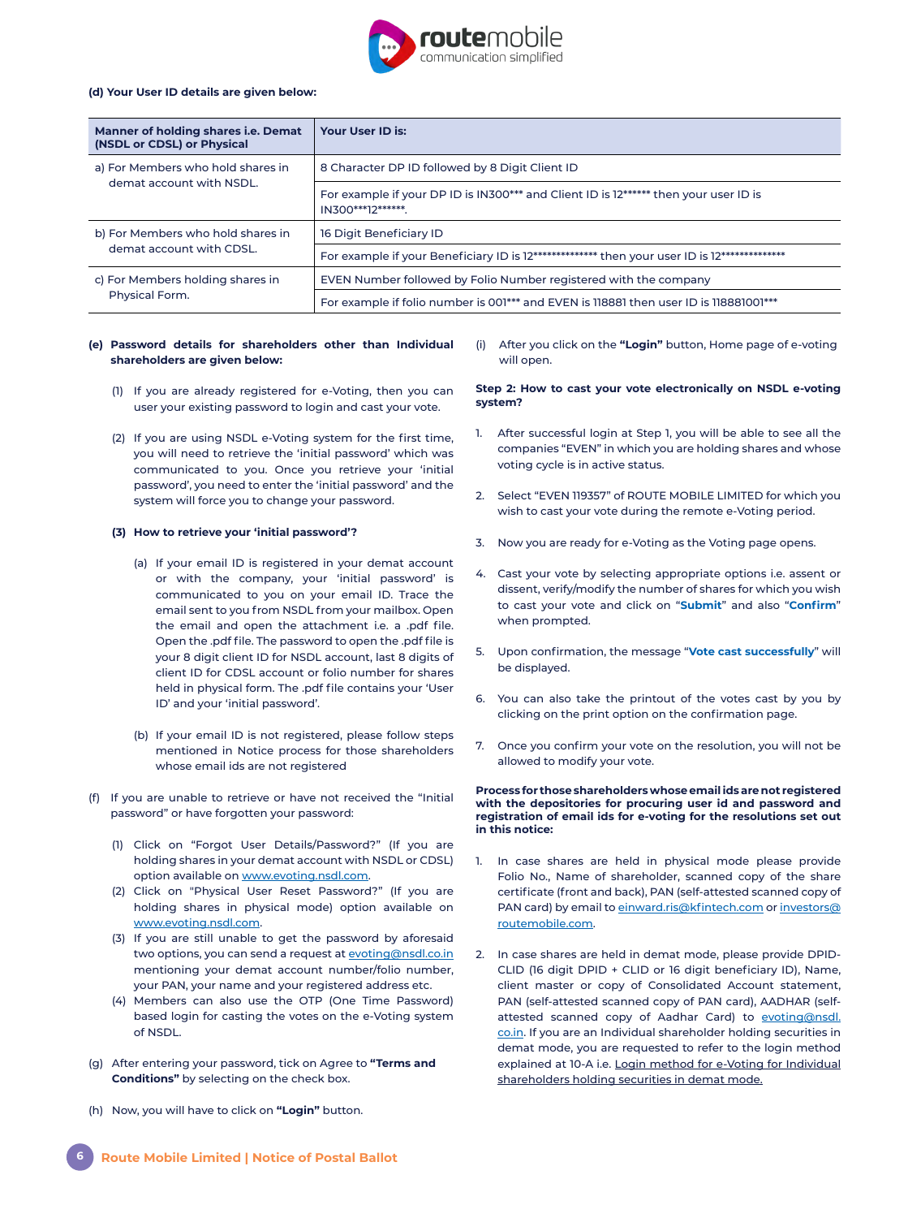**(d) Your User ID details are given below:**

| Manner of holding shares i.e. Demat (NSDL or CDSL) or Physical | Your User ID is: |
|---|---|
| a) For Members who hold shares in demat account with NSDL. | 8 Character DP ID followed by 8 Digit Client ID |
| | For example if your DP ID is IN300*** and Client ID is 12****** then your user ID is IN300***12******. |
| b) For Members who hold shares in demat account with CDSL. | 16 Digit Beneficiary ID |
| | For example if your Beneficiary ID is 12************** then your user ID is 12************** |
| c) For Members holding shares in Physical Form. | EVEN Number followed by Folio Number registered with the company |
| | For example if folio number is 001*** and EVEN is 118881 then user ID is 118881001*** |

**(e) Password details for shareholders other than Individual shareholders are given below:**

(1) If you are already registered for e-Voting, then you can user your existing password to login and cast your vote.

(2) If you are using NSDL e-Voting system for the first time, you will need to retrieve the 'initial password' which was communicated to you. Once you retrieve your 'initial password', you need to enter the 'initial password' and the system will force you to change your password.

**(3) How to retrieve your 'initial password'?**

(a) If your email ID is registered in your demat account or with the company, your 'initial password' is communicated to you on your email ID. Trace the email sent to you from NSDL from your mailbox. Open the email and open the attachment i.e. a .pdf file. Open the .pdf file. The password to open the .pdf file is your 8 digit client ID for NSDL account, last 8 digits of client ID for CDSL account or folio number for shares held in physical form. The .pdf file contains your 'User ID' and your 'initial password'.

(b) If your email ID is not registered, please follow steps mentioned in Notice process for those shareholders whose email ids are not registered

(f) If you are unable to retrieve or have not received the "Initial password" or have forgotten your password:

(1) Click on "Forgot User Details/Password?" (If you are holding shares in your demat account with NSDL or CDSL) option available on www.evoting.nsdl.com.

(2) Click on "Physical User Reset Password?" (If you are holding shares in physical mode) option available on www.evoting.nsdl.com.

(3) If you are still unable to get the password by aforesaid two options, you can send a request at evoting@nsdl.co.in mentioning your demat account number/folio number, your PAN, your name and your registered address etc.

(4) Members can also use the OTP (One Time Password) based login for casting the votes on the e-Voting system of NSDL.

(g) After entering your password, tick on Agree to **"Terms and Conditions"** by selecting on the check box.

(h) Now, you will have to click on **"Login"** button.

(i) After you click on the **"Login"** button, Home page of e-voting will open.

**Step 2: How to cast your vote electronically on NSDL e-voting system?**

1. After successful login at Step 1, you will be able to see all the companies "EVEN" in which you are holding shares and whose voting cycle is in active status.

2. Select "EVEN 119357" of ROUTE MOBILE LIMITED for which you wish to cast your vote during the remote e-Voting period.

3. Now you are ready for e-Voting as the Voting page opens.

4. Cast your vote by selecting appropriate options i.e. assent or dissent, verify/modify the number of shares for which you wish to cast your vote and click on "**Submit**" and also "**Confirm**" when prompted.

5. Upon confirmation, the message "**Vote cast successfully**" will be displayed.

6. You can also take the printout of the votes cast by you by clicking on the print option on the confirmation page.

7. Once you confirm your vote on the resolution, you will not be allowed to modify your vote.

**Process for those shareholders whose email ids are not registered with the depositories for procuring user id and password and registration of email ids for e-voting for the resolutions set out in this notice:**

1. In case shares are held in physical mode please provide Folio No., Name of shareholder, scanned copy of the share certificate (front and back), PAN (self-attested scanned copy of PAN card) by email to einward.ris@kfintech.com or investors@routemobile.com.

2. In case shares are held in demat mode, please provide DPID-CLID (16 digit DPID + CLID or 16 digit beneficiary ID), Name, client master or copy of Consolidated Account statement, PAN (self-attested scanned copy of PAN card), AADHAR (self-attested scanned copy of Aadhar Card) to evoting@nsdl.co.in. If you are an Individual shareholder holding securities in demat mode, you are requested to refer to the login method explained at 10-A i.e. Login method for e-Voting for Individual shareholders holding securities in demat mode.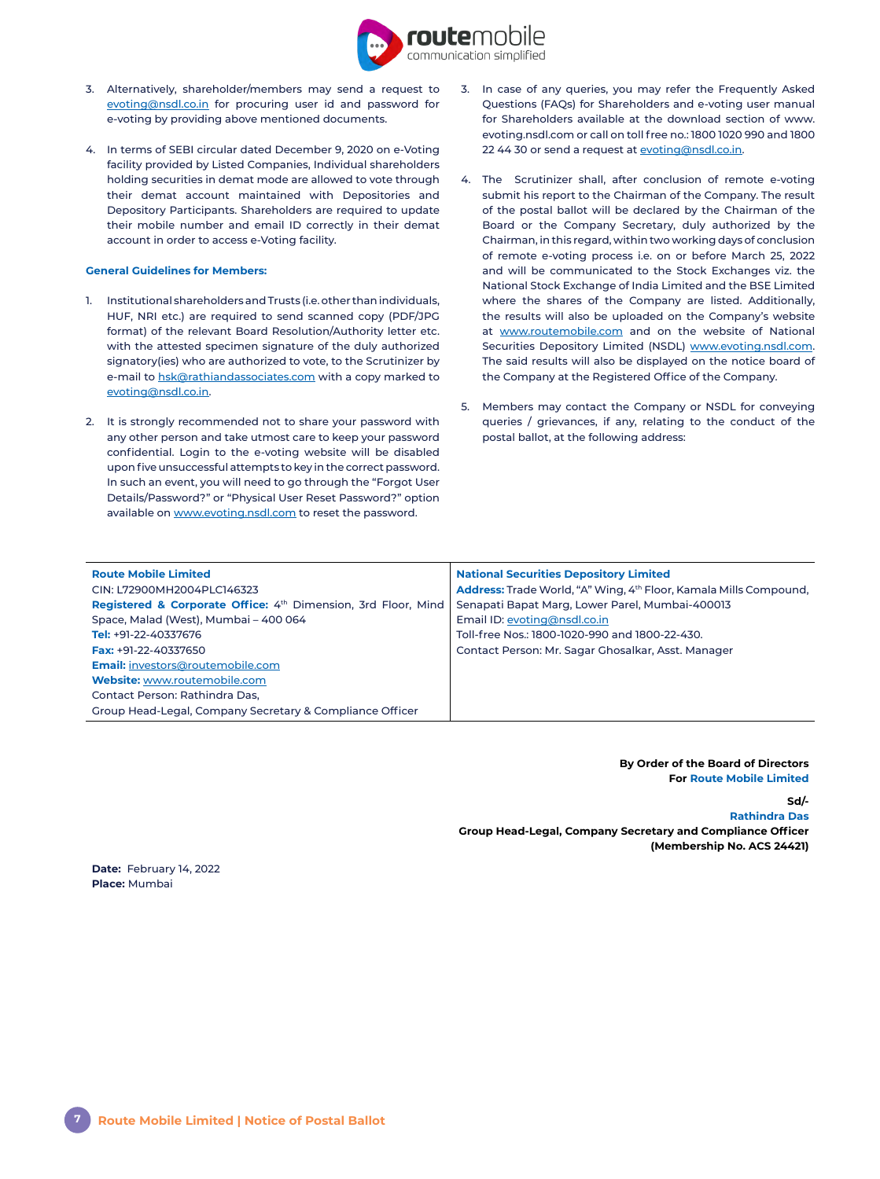3. Alternatively, shareholder/members may send a request to evoting@nsdl.co.in for procuring user id and password for e-voting by providing above mentioned documents.

4. In terms of SEBI circular dated December 9, 2020 on e-Voting facility provided by Listed Companies, Individual shareholders holding securities in demat mode are allowed to vote through their demat account maintained with Depositories and Depository Participants. Shareholders are required to update their mobile number and email ID correctly in their demat account in order to access e-Voting facility.

**General Guidelines for Members:**

1. Institutional shareholders and Trusts (i.e. other than individuals, HUF, NRI etc.) are required to send scanned copy (PDF/JPG format) of the relevant Board Resolution/Authority letter etc. with the attested specimen signature of the duly authorized signatory(ies) who are authorized to vote, to the Scrutinizer by e-mail to hsk@rathiandassociates.com with a copy marked to evoting@nsdl.co.in.

2. It is strongly recommended not to share your password with any other person and take utmost care to keep your password confidential. Login to the e-voting website will be disabled upon five unsuccessful attempts to key in the correct password. In such an event, you will need to go through the "Forgot User Details/Password?" or "Physical User Reset Password?" option available on www.evoting.nsdl.com to reset the password.

3. In case of any queries, you may refer the Frequently Asked Questions (FAQs) for Shareholders and e-voting user manual for Shareholders available at the download section of www.evoting.nsdl.com or call on toll free no.: 1800 1020 990 and 1800 22 44 30 or send a request at evoting@nsdl.co.in.

4. The Scrutinizer shall, after conclusion of remote e-voting submit his report to the Chairman of the Company. The result of the postal ballot will be declared by the Chairman of the Board or the Company Secretary, duly authorized by the Chairman, in this regard, within two working days of conclusion of remote e-voting process i.e. on or before March 25, 2022 and will be communicated to the Stock Exchanges viz. the National Stock Exchange of India Limited and the BSE Limited where the shares of the Company are listed. Additionally, the results will also be uploaded on the Company's website at www.routemobile.com and on the website of National Securities Depository Limited (NSDL) www.evoting.nsdl.com. The said results will also be displayed on the notice board of the Company at the Registered Office of the Company.

5. Members may contact the Company or NSDL for conveying queries / grievances, if any, relating to the conduct of the postal ballot, at the following address:

| **Route Mobile Limited** | **National Securities Depository Limited** |
|---|---|
| CIN: L72900MH2004PLC146323<br>**Registered & Corporate Office:** 4th Dimension, 3rd Floor, Mind Space, Malad (West), Mumbai – 400 064<br>**Tel:** +91-22-40337676<br>**Fax:** +91-22-40337650<br>**Email:** investors@routemobile.com<br>**Website:** www.routemobile.com<br>Contact Person: Rathindra Das,<br>Group Head-Legal, Company Secretary & Compliance Officer | **Address:** Trade World, "A" Wing, 4th Floor, Kamala Mills Compound, Senapati Bapat Marg, Lower Parel, Mumbai-400013<br>Email ID: evoting@nsdl.co.in<br>Toll-free Nos.: 1800-1020-990 and 1800-22-430.<br>Contact Person: Mr. Sagar Ghosalkar, Asst. Manager |

**By Order of the Board of Directors**
**For Route Mobile Limited**

**Sd/-**
**Rathindra Das**
**Group Head-Legal, Company Secretary and Compliance Officer**
**(Membership No. ACS 24421)**

**Date:** February 14, 2022
**Place:** Mumbai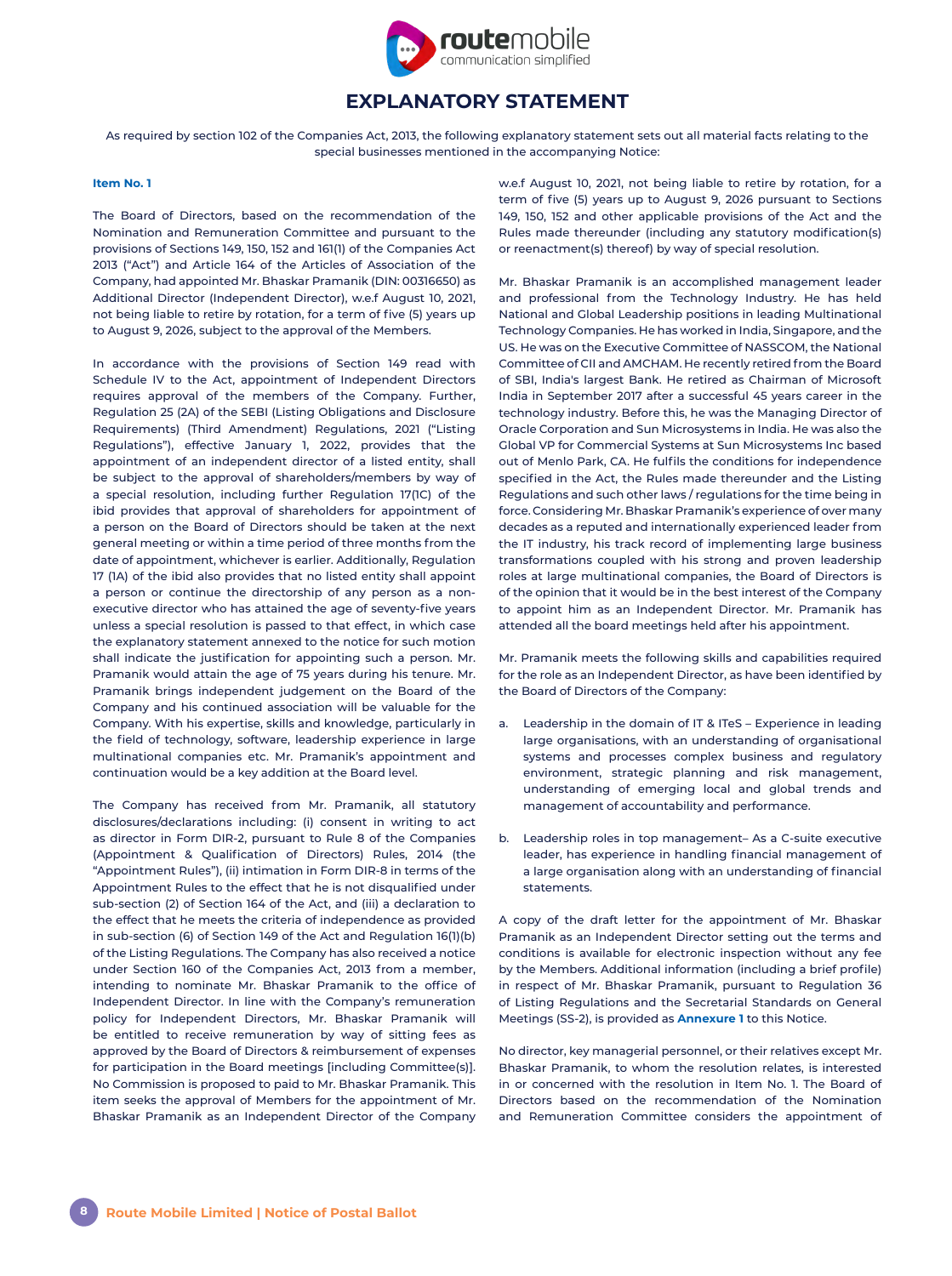# EXPLANATORY STATEMENT

As required by section 102 of the Companies Act, 2013, the following explanatory statement sets out all material facts relating to the special businesses mentioned in the accompanying Notice:

**Item No. 1**

The Board of Directors, based on the recommendation of the Nomination and Remuneration Committee and pursuant to the provisions of Sections 149, 150, 152 and 161(1) of the Companies Act 2013 ("Act") and Article 164 of the Articles of Association of the Company, had appointed Mr. Bhaskar Pramanik (DIN: 00316650) as Additional Director (Independent Director), w.e.f August 10, 2021, not being liable to retire by rotation, for a term of five (5) years up to August 9, 2026, subject to the approval of the Members.

In accordance with the provisions of Section 149 read with Schedule IV to the Act, appointment of Independent Directors requires approval of the members of the Company. Further, Regulation 25 (2A) of the SEBI (Listing Obligations and Disclosure Requirements) (Third Amendment) Regulations, 2021 ("Listing Regulations"), effective January 1, 2022, provides that the appointment of an independent director of a listed entity, shall be subject to the approval of shareholders/members by way of a special resolution, including further Regulation 17(1C) of the ibid provides that approval of shareholders for appointment of a person on the Board of Directors should be taken at the next general meeting or within a time period of three months from the date of appointment, whichever is earlier. Additionally, Regulation 17 (1A) of the ibid also provides that no listed entity shall appoint a person or continue the directorship of any person as a non-executive director who has attained the age of seventy-five years unless a special resolution is passed to that effect, in which case the explanatory statement annexed to the notice for such motion shall indicate the justification for appointing such a person. Mr. Pramanik would attain the age of 75 years during his tenure. Mr. Pramanik brings independent judgement on the Board of the Company and his continued association will be valuable for the Company. With his expertise, skills and knowledge, particularly in the field of technology, software, leadership experience in large multinational companies etc. Mr. Pramanik's appointment and continuation would be a key addition at the Board level.

The Company has received from Mr. Pramanik, all statutory disclosures/declarations including: (i) consent in writing to act as director in Form DIR-2, pursuant to Rule 8 of the Companies (Appointment & Qualification of Directors) Rules, 2014 (the "Appointment Rules"), (ii) intimation in Form DIR-8 in terms of the Appointment Rules to the effect that he is not disqualified under sub-section (2) of Section 164 of the Act, and (iii) a declaration to the effect that he meets the criteria of independence as provided in sub-section (6) of Section 149 of the Act and Regulation 16(1)(b) of the Listing Regulations. The Company has also received a notice under Section 160 of the Companies Act, 2013 from a member, intending to nominate Mr. Bhaskar Pramanik to the office of Independent Director. In line with the Company's remuneration policy for Independent Directors, Mr. Bhaskar Pramanik will be entitled to receive remuneration by way of sitting fees as approved by the Board of Directors & reimbursement of expenses for participation in the Board meetings [including Committee(s)]. No Commission is proposed to paid to Mr. Bhaskar Pramanik. This item seeks the approval of Members for the appointment of Mr. Bhaskar Pramanik as an Independent Director of the Company w.e.f August 10, 2021, not being liable to retire by rotation, for a term of five (5) years up to August 9, 2026 pursuant to Sections 149, 150, 152 and other applicable provisions of the Act and the Rules made thereunder (including any statutory modification(s) or reenactment(s) thereof) by way of special resolution.

Mr. Bhaskar Pramanik is an accomplished management leader and professional from the Technology Industry. He has held National and Global Leadership positions in leading Multinational Technology Companies. He has worked in India, Singapore, and the US. He was on the Executive Committee of NASSCOM, the National Committee of CII and AMCHAM. He recently retired from the Board of SBI, India's largest Bank. He retired as Chairman of Microsoft India in September 2017 after a successful 45 years career in the technology industry. Before this, he was the Managing Director of Oracle Corporation and Sun Microsystems in India. He was also the Global VP for Commercial Systems at Sun Microsystems Inc based out of Menlo Park, CA. He fulfils the conditions for independence specified in the Act, the Rules made thereunder and the Listing Regulations and such other laws / regulations for the time being in force. Considering Mr. Bhaskar Pramanik's experience of over many decades as a reputed and internationally experienced leader from the IT industry, his track record of implementing large business transformations coupled with his strong and proven leadership roles at large multinational companies, the Board of Directors is of the opinion that it would be in the best interest of the Company to appoint him as an Independent Director. Mr. Pramanik has attended all the board meetings held after his appointment.

Mr. Pramanik meets the following skills and capabilities required for the role as an Independent Director, as have been identified by the Board of Directors of the Company:

a. Leadership in the domain of IT & ITeS – Experience in leading large organisations, with an understanding of organisational systems and processes complex business and regulatory environment, strategic planning and risk management, understanding of emerging local and global trends and management of accountability and performance.

b. Leadership roles in top management– As a C-suite executive leader, has experience in handling financial management of a large organisation along with an understanding of financial statements.

A copy of the draft letter for the appointment of Mr. Bhaskar Pramanik as an Independent Director setting out the terms and conditions is available for electronic inspection without any fee by the Members. Additional information (including a brief profile) in respect of Mr. Bhaskar Pramanik, pursuant to Regulation 36 of Listing Regulations and the Secretarial Standards on General Meetings (SS-2), is provided as **Annexure 1** to this Notice.

No director, key managerial personnel, or their relatives except Mr. Bhaskar Pramanik, to whom the resolution relates, is interested in or concerned with the resolution in Item No. 1. The Board of Directors based on the recommendation of the Nomination and Remuneration Committee considers the appointment of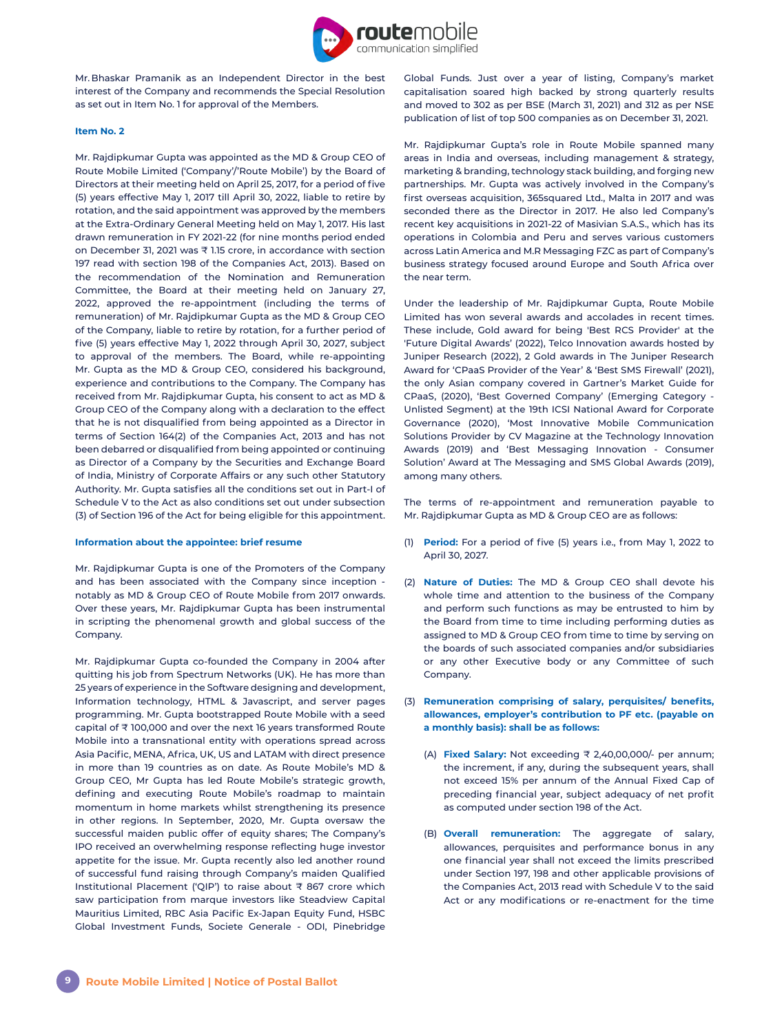Mr. Bhaskar Pramanik as an Independent Director in the best interest of the Company and recommends the Special Resolution as set out in Item No. 1 for approval of the Members.

**Item No. 2**

Mr. Rajdipkumar Gupta was appointed as the MD & Group CEO of Route Mobile Limited ('Company'/'Route Mobile') by the Board of Directors at their meeting held on April 25, 2017, for a period of five (5) years effective May 1, 2017 till April 30, 2022, liable to retire by rotation, and the said appointment was approved by the members at the Extra-Ordinary General Meeting held on May 1, 2017. His last drawn remuneration in FY 2021-22 (for nine months period ended on December 31, 2021 was ₹ 1.15 crore, in accordance with section 197 read with section 198 of the Companies Act, 2013). Based on the recommendation of the Nomination and Remuneration Committee, the Board at their meeting held on January 27, 2022, approved the re-appointment (including the terms of remuneration) of Mr. Rajdipkumar Gupta as the MD & Group CEO of the Company, liable to retire by rotation, for a further period of five (5) years effective May 1, 2022 through April 30, 2027, subject to approval of the members. The Board, while re-appointing Mr. Gupta as the MD & Group CEO, considered his background, experience and contributions to the Company. The Company has received from Mr. Rajdipkumar Gupta, his consent to act as MD & Group CEO of the Company along with a declaration to the effect that he is not disqualified from being appointed as a Director in terms of Section 164(2) of the Companies Act, 2013 and has not been debarred or disqualified from being appointed or continuing as Director of a Company by the Securities and Exchange Board of India, Ministry of Corporate Affairs or any such other Statutory Authority. Mr. Gupta satisfies all the conditions set out in Part-I of Schedule V to the Act as also conditions set out under subsection (3) of Section 196 of the Act for being eligible for this appointment.

**Information about the appointee: brief resume**

Mr. Rajdipkumar Gupta is one of the Promoters of the Company and has been associated with the Company since inception - notably as MD & Group CEO of Route Mobile from 2017 onwards. Over these years, Mr. Rajdipkumar Gupta has been instrumental in scripting the phenomenal growth and global success of the Company.

Mr. Rajdipkumar Gupta co-founded the Company in 2004 after quitting his job from Spectrum Networks (UK). He has more than 25 years of experience in the Software designing and development, Information technology, HTML & Javascript, and server pages programming. Mr. Gupta bootstrapped Route Mobile with a seed capital of ₹ 100,000 and over the next 16 years transformed Route Mobile into a transnational entity with operations spread across Asia Pacific, MENA, Africa, UK, US and LATAM with direct presence in more than 19 countries as on date. As Route Mobile's MD & Group CEO, Mr Gupta has led Route Mobile's strategic growth, defining and executing Route Mobile's roadmap to maintain momentum in home markets whilst strengthening its presence in other regions. In September, 2020, Mr. Gupta oversaw the successful maiden public offer of equity shares; The Company's IPO received an overwhelming response reflecting huge investor appetite for the issue. Mr. Gupta recently also led another round of successful fund raising through Company's maiden Qualified Institutional Placement ('QIP') to raise about ₹ 867 crore which saw participation from marque investors like Steadview Capital Mauritius Limited, RBC Asia Pacific Ex-Japan Equity Fund, HSBC Global Investment Funds, Societe Generale - ODI, Pinebridge Global Funds. Just over a year of listing, Company's market capitalisation soared high backed by strong quarterly results and moved to 302 as per BSE (March 31, 2021) and 312 as per NSE publication of list of top 500 companies as on December 31, 2021.

Mr. Rajdipkumar Gupta's role in Route Mobile spanned many areas in India and overseas, including management & strategy, marketing & branding, technology stack building, and forging new partnerships. Mr. Gupta was actively involved in the Company's first overseas acquisition, 365squared Ltd., Malta in 2017 and was seconded there as the Director in 2017. He also led Company's recent key acquisitions in 2021-22 of Masivian S.A.S., which has its operations in Colombia and Peru and serves various customers across Latin America and M.R Messaging FZC as part of Company's business strategy focused around Europe and South Africa over the near term.

Under the leadership of Mr. Rajdipkumar Gupta, Route Mobile Limited has won several awards and accolades in recent times. These include, Gold award for being 'Best RCS Provider' at the 'Future Digital Awards' (2022), Telco Innovation awards hosted by Juniper Research (2022), 2 Gold awards in The Juniper Research Award for 'CPaaS Provider of the Year' & 'Best SMS Firewall' (2021), the only Asian company covered in Gartner's Market Guide for CPaaS, (2020), 'Best Governed Company' (Emerging Category - Unlisted Segment) at the 19th ICSI National Award for Corporate Governance (2020), 'Most Innovative Mobile Communication Solutions Provider by CV Magazine at the Technology Innovation Awards (2019) and 'Best Messaging Innovation - Consumer Solution' Award at The Messaging and SMS Global Awards (2019), among many others.

The terms of re-appointment and remuneration payable to Mr. Rajdipkumar Gupta as MD & Group CEO are as follows:

(1) **Period:** For a period of five (5) years i.e., from May 1, 2022 to April 30, 2027.

(2) **Nature of Duties:** The MD & Group CEO shall devote his whole time and attention to the business of the Company and perform such functions as may be entrusted to him by the Board from time to time including performing duties as assigned to MD & Group CEO from time to time by serving on the boards of such associated companies and/or subsidiaries or any other Executive body or any Committee of such Company.

(3) **Remuneration comprising of salary, perquisites/ benefits, allowances, employer's contribution to PF etc. (payable on a monthly basis): shall be as follows:**

   (A) **Fixed Salary:** Not exceeding ₹ 2,40,00,000/- per annum; the increment, if any, during the subsequent years, shall not exceed 15% per annum of the Annual Fixed Cap of preceding financial year, subject adequacy of net profit as computed under section 198 of the Act.

   (B) **Overall remuneration:** The aggregate of salary, allowances, perquisites and performance bonus in any one financial year shall not exceed the limits prescribed under Section 197, 198 and other applicable provisions of the Companies Act, 2013 read with Schedule V to the said Act or any modifications or re-enactment for the time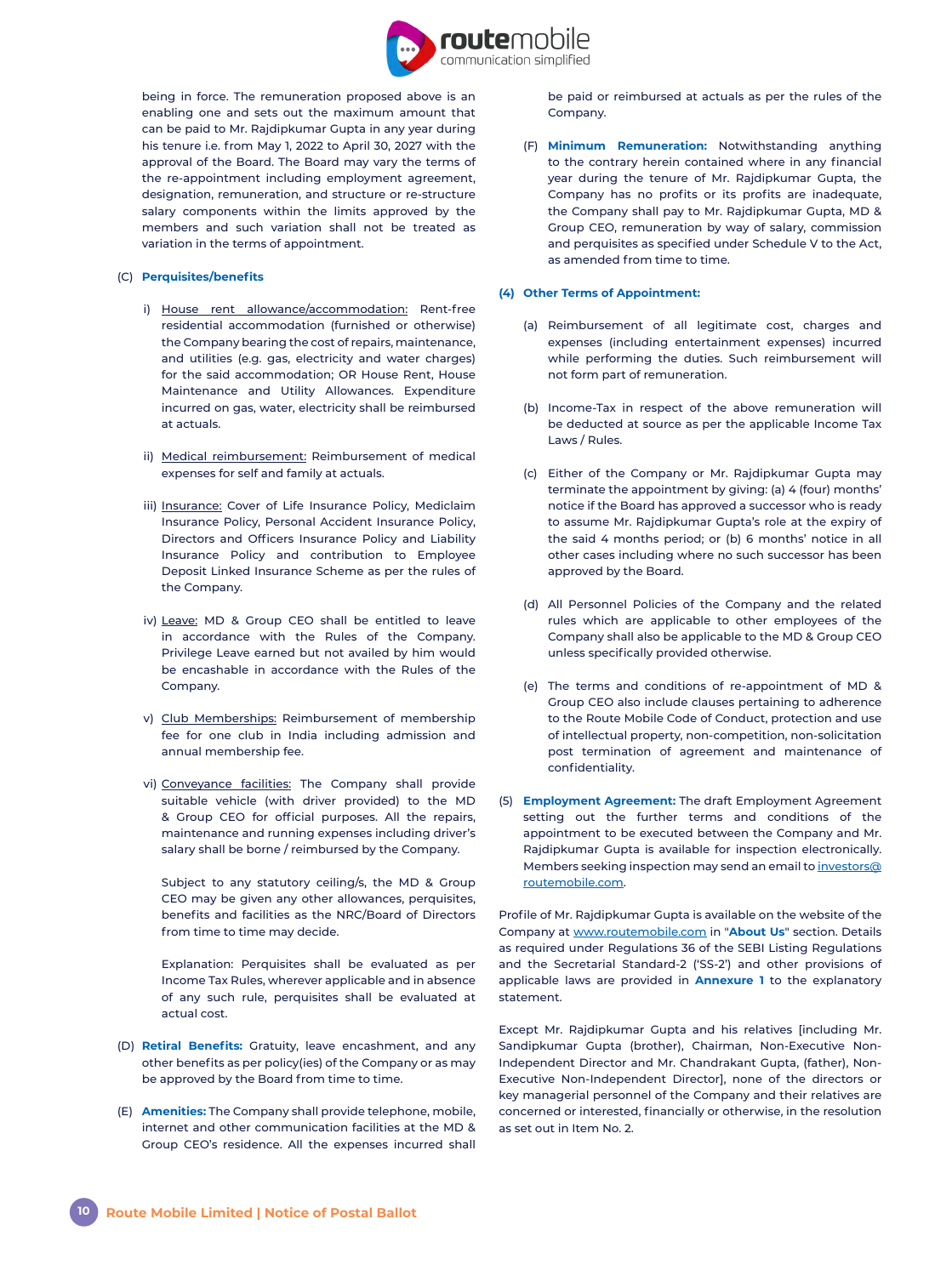being in force. The remuneration proposed above is an enabling one and sets out the maximum amount that can be paid to Mr. Rajdipkumar Gupta in any year during his tenure i.e. from May 1, 2022 to April 30, 2027 with the approval of the Board. The Board may vary the terms of the re-appointment including employment agreement, designation, remuneration, and structure or re-structure salary components within the limits approved by the members and such variation shall not be treated as variation in the terms of appointment.

(C) **Perquisites/benefits**

i) House rent allowance/accommodation: Rent-free residential accommodation (furnished or otherwise) the Company bearing the cost of repairs, maintenance, and utilities (e.g. gas, electricity and water charges) for the said accommodation; OR House Rent, House Maintenance and Utility Allowances. Expenditure incurred on gas, water, electricity shall be reimbursed at actuals.

ii) Medical reimbursement: Reimbursement of medical expenses for self and family at actuals.

iii) Insurance: Cover of Life Insurance Policy, Mediclaim Insurance Policy, Personal Accident Insurance Policy, Directors and Officers Insurance Policy and Liability Insurance Policy and contribution to Employee Deposit Linked Insurance Scheme as per the rules of the Company.

iv) Leave: MD & Group CEO shall be entitled to leave in accordance with the Rules of the Company. Privilege Leave earned but not availed by him would be encashable in accordance with the Rules of the Company.

v) Club Memberships: Reimbursement of membership fee for one club in India including admission and annual membership fee.

vi) Conveyance facilities: The Company shall provide suitable vehicle (with driver provided) to the MD & Group CEO for official purposes. All the repairs, maintenance and running expenses including driver's salary shall be borne / reimbursed by the Company.

Subject to any statutory ceiling/s, the MD & Group CEO may be given any other allowances, perquisites, benefits and facilities as the NRC/Board of Directors from time to time may decide.

Explanation: Perquisites shall be evaluated as per Income Tax Rules, wherever applicable and in absence of any such rule, perquisites shall be evaluated at actual cost.

(D) **Retiral Benefits:** Gratuity, leave encashment, and any other benefits as per policy(ies) of the Company or as may be approved by the Board from time to time.

(E) **Amenities:** The Company shall provide telephone, mobile, internet and other communication facilities at the MD & Group CEO's residence. All the expenses incurred shall be paid or reimbursed at actuals as per the rules of the Company.

(F) **Minimum Remuneration:** Notwithstanding anything to the contrary herein contained where in any financial year during the tenure of Mr. Rajdipkumar Gupta, the Company has no profits or its profits are inadequate, the Company shall pay to Mr. Rajdipkumar Gupta, MD & Group CEO, remuneration by way of salary, commission and perquisites as specified under Schedule V to the Act, as amended from time to time.

**(4) Other Terms of Appointment:**

(a) Reimbursement of all legitimate cost, charges and expenses (including entertainment expenses) incurred while performing the duties. Such reimbursement will not form part of remuneration.

(b) Income-Tax in respect of the above remuneration will be deducted at source as per the applicable Income Tax Laws / Rules.

(c) Either of the Company or Mr. Rajdipkumar Gupta may terminate the appointment by giving: (a) 4 (four) months' notice if the Board has approved a successor who is ready to assume Mr. Rajdipkumar Gupta's role at the expiry of the said 4 months period; or (b) 6 months' notice in all other cases including where no such successor has been approved by the Board.

(d) All Personnel Policies of the Company and the related rules which are applicable to other employees of the Company shall also be applicable to the MD & Group CEO unless specifically provided otherwise.

(e) The terms and conditions of re-appointment of MD & Group CEO also include clauses pertaining to adherence to the Route Mobile Code of Conduct, protection and use of intellectual property, non-competition, non-solicitation post termination of agreement and maintenance of confidentiality.

(5) **Employment Agreement:** The draft Employment Agreement setting out the further terms and conditions of the appointment to be executed between the Company and Mr. Rajdipkumar Gupta is available for inspection electronically. Members seeking inspection may send an email to investors@routemobile.com.

Profile of Mr. Rajdipkumar Gupta is available on the website of the Company at www.routemobile.com in "**About Us**" section. Details as required under Regulations 36 of the SEBI Listing Regulations and the Secretarial Standard-2 ('SS-2') and other provisions of applicable laws are provided in **Annexure 1** to the explanatory statement.

Except Mr. Rajdipkumar Gupta and his relatives [including Mr. Sandipkumar Gupta (brother), Chairman, Non-Executive Non-Independent Director and Mr. Chandrakant Gupta, (father), Non-Executive Non-Independent Director], none of the directors or key managerial personnel of the Company and their relatives are concerned or interested, financially or otherwise, in the resolution as set out in Item No. 2.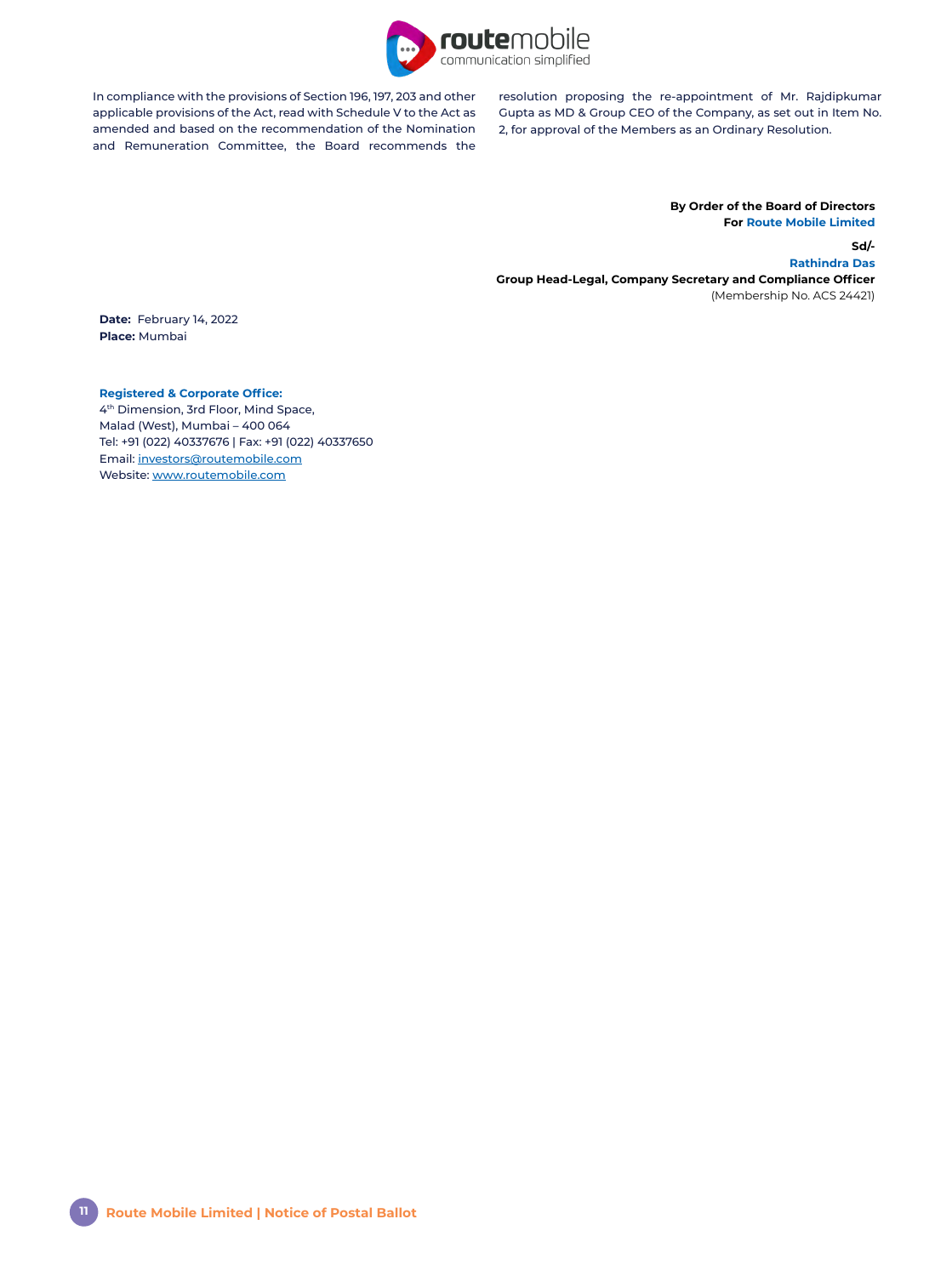In compliance with the provisions of Section 196, 197, 203 and other applicable provisions of the Act, read with Schedule V to the Act as amended and based on the recommendation of the Nomination and Remuneration Committee, the Board recommends the resolution proposing the re-appointment of Mr. Rajdipkumar Gupta as MD & Group CEO of the Company, as set out in Item No. 2, for approval of the Members as an Ordinary Resolution.

**By Order of the Board of Directors**
**For Route Mobile Limited**

**Sd/-**
**Rathindra Das**
**Group Head-Legal, Company Secretary and Compliance Officer**
(Membership No. ACS 24421)

**Date:** February 14, 2022
**Place:** Mumbai

**Registered & Corporate Office:**
4th Dimension, 3rd Floor, Mind Space,
Malad (West), Mumbai – 400 064
Tel: +91 (022) 40337676 | Fax: +91 (022) 40337650
Email: investors@routemobile.com
Website: www.routemobile.com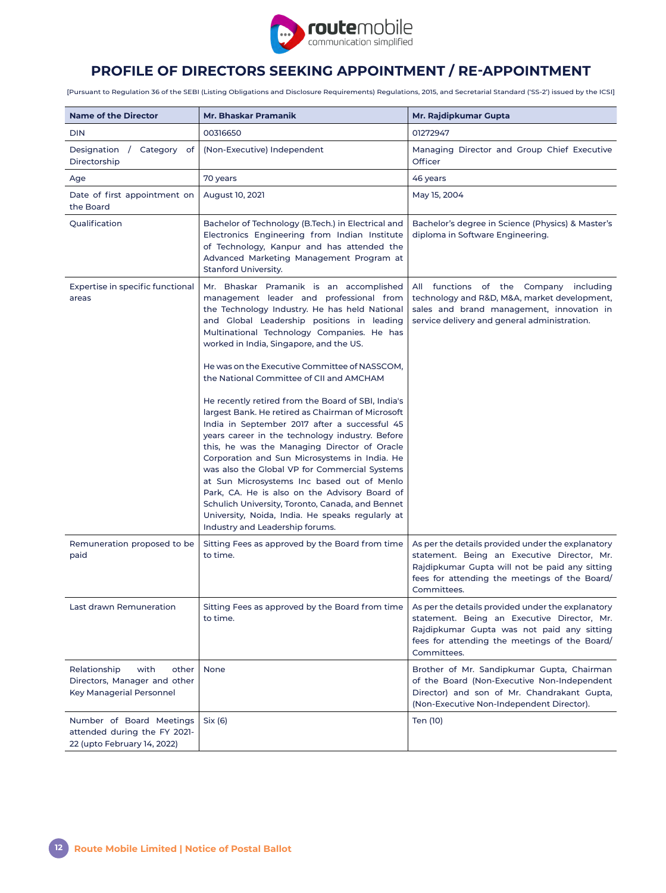# PROFILE OF DIRECTORS SEEKING APPOINTMENT / RE-APPOINTMENT

[Pursuant to Regulation 36 of the SEBI (Listing Obligations and Disclosure Requirements) Regulations, 2015, and Secretarial Standard ('SS-2') issued by the ICSI]

| Name of the Director | Mr. Bhaskar Pramanik | Mr. Rajdipkumar Gupta |
|---|---|---|
| DIN | 00316650 | 01272947 |
| Designation / Category of Directorship | (Non-Executive) Independent | Managing Director and Group Chief Executive Officer |
| Age | 70 years | 46 years |
| Date of first appointment on the Board | August 10, 2021 | May 15, 2004 |
| Qualification | Bachelor of Technology (B.Tech.) in Electrical and Electronics Engineering from Indian Institute of Technology, Kanpur and has attended the Advanced Marketing Management Program at Stanford University. | Bachelor's degree in Science (Physics) & Master's diploma in Software Engineering. |
| Expertise in specific functional areas | Mr. Bhaskar Pramanik is an accomplished management leader and professional from the Technology Industry. He has held National and Global Leadership positions in leading Multinational Technology Companies. He has worked in India, Singapore, and the US.<br><br>He was on the Executive Committee of NASSCOM, the National Committee of CII and AMCHAM<br><br>He recently retired from the Board of SBI, India's largest Bank. He retired as Chairman of Microsoft India in September 2017 after a successful 45 years career in the technology industry. Before this, he was the Managing Director of Oracle Corporation and Sun Microsystems in India. He was also the Global VP for Commercial Systems at Sun Microsystems Inc based out of Menlo Park, CA. He is also on the Advisory Board of Schulich University, Toronto, Canada, and Bennet University, Noida, India. He speaks regularly at Industry and Leadership forums. | All functions of the Company including technology and R&D, M&A, market development, sales and brand management, innovation in service delivery and general administration. |
| Remuneration proposed to be paid | Sitting Fees as approved by the Board from time to time. | As per the details provided under the explanatory statement. Being an Executive Director, Mr. Rajdipkumar Gupta will not be paid any sitting fees for attending the meetings of the Board/ Committees. |
| Last drawn Remuneration | Sitting Fees as approved by the Board from time to time. | As per the details provided under the explanatory statement. Being an Executive Director, Mr. Rajdipkumar Gupta was not paid any sitting fees for attending the meetings of the Board/ Committees. |
| Relationship with other Directors, Manager and other Key Managerial Personnel | None | Brother of Mr. Sandipkumar Gupta, Chairman of the Board (Non-Executive Non-Independent Director) and son of Mr. Chandrakant Gupta, (Non-Executive Non-Independent Director). |
| Number of Board Meetings attended during the FY 2021-22 (upto February 14, 2022) | Six (6) | Ten (10) |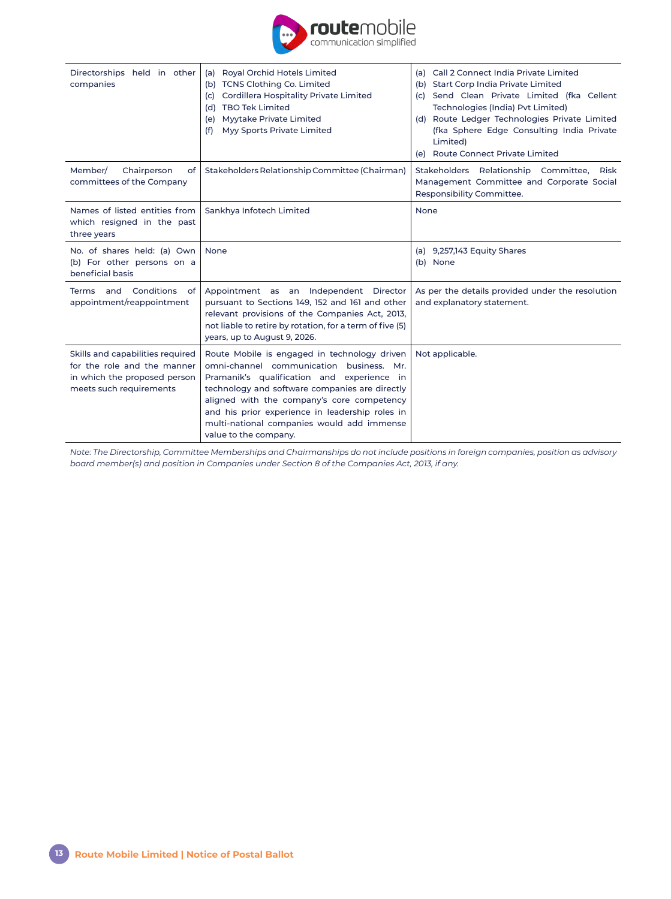| | | |
|---|---|---|
| Directorships held in other companies | (a) Royal Orchid Hotels Limited<br>(b) TCNS Clothing Co. Limited<br>(c) Cordillera Hospitality Private Limited<br>(d) TBO Tek Limited<br>(e) Myytake Private Limited<br>(f) Myy Sports Private Limited | (a) Call 2 Connect India Private Limited<br>(b) Start Corp India Private Limited<br>(c) Send Clean Private Limited (fka Cellent Technologies (India) Pvt Limited)<br>(d) Route Ledger Technologies Private Limited (fka Sphere Edge Consulting India Private Limited)<br>(e) Route Connect Private Limited |
| Member/ Chairperson of committees of the Company | Stakeholders Relationship Committee (Chairman) | Stakeholders Relationship Committee, Risk Management Committee and Corporate Social Responsibility Committee. |
| Names of listed entities from which resigned in the past three years | Sankhya Infotech Limited | None |
| No. of shares held: (a) Own (b) For other persons on a beneficial basis | None | (a) 9,257,143 Equity Shares<br>(b) None |
| Terms and Conditions of appointment/reappointment | Appointment as an Independent Director pursuant to Sections 149, 152 and 161 and other relevant provisions of the Companies Act, 2013, not liable to retire by rotation, for a term of five (5) years, up to August 9, 2026. | As per the details provided under the resolution and explanatory statement. |
| Skills and capabilities required for the role and the manner in which the proposed person meets such requirements | Route Mobile is engaged in technology driven omni-channel communication business. Mr. Pramanik's qualification and experience in technology and software companies are directly aligned with the company's core competency and his prior experience in leadership roles in multi-national companies would add immense value to the company. | Not applicable. |

*Note: The Directorship, Committee Memberships and Chairmanships do not include positions in foreign companies, position as advisory board member(s) and position in Companies under Section 8 of the Companies Act, 2013, if any.*